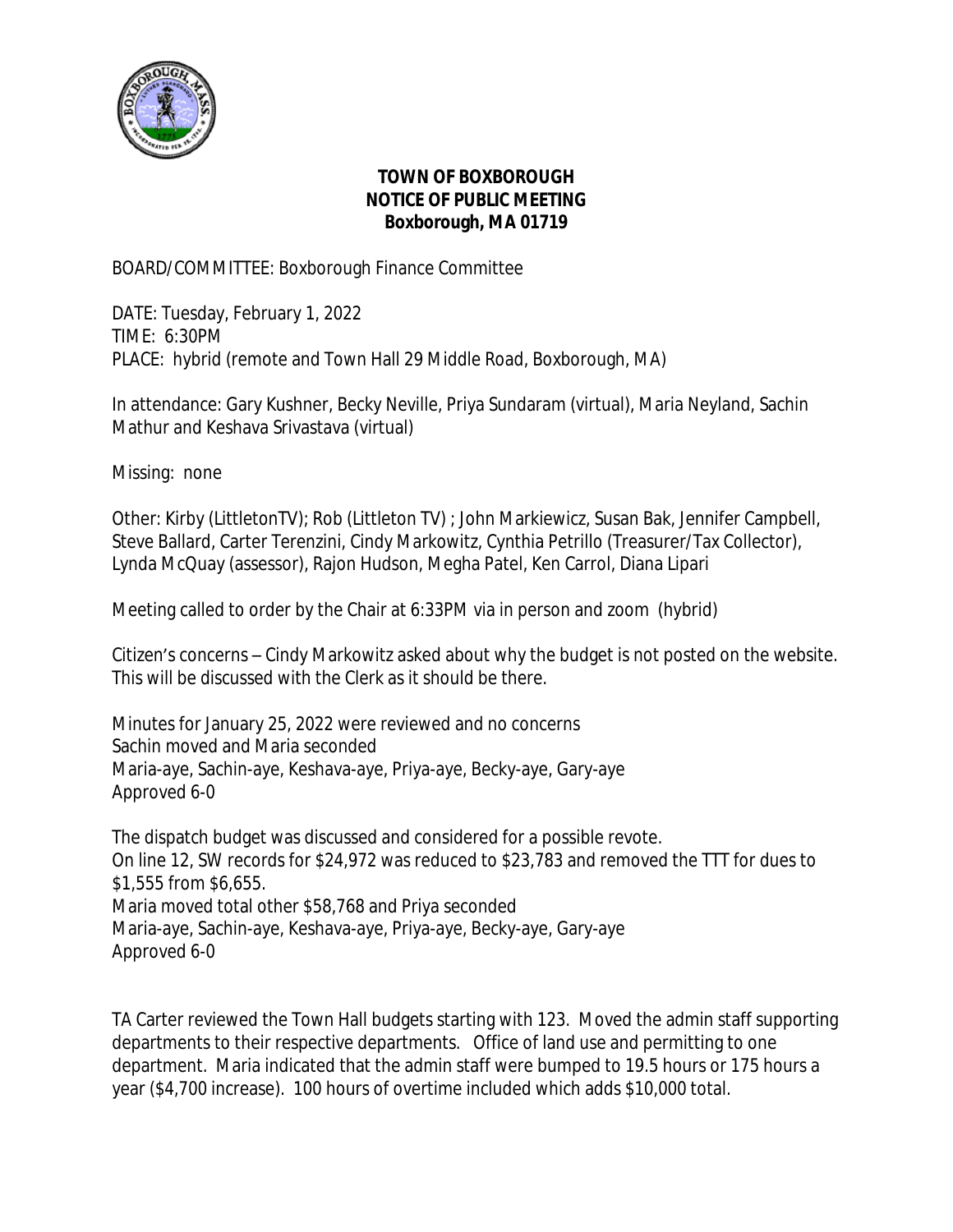**TOWN OF BOXBOROUGH**
**NOTICE OF PUBLIC MEETING**
**Boxborough, MA 01719**

BOARD/COMMITTEE: Boxborough Finance Committee

DATE: Tuesday, February 1, 2022
TIME: 6:30PM
PLACE: hybrid (remote and Town Hall 29 Middle Road, Boxborough, MA)

In attendance: Gary Kushner, Becky Neville, Priya Sundaram (virtual), Maria Neyland, Sachin Mathur and Keshava Srivastava (virtual)

Missing: none

Other: Kirby (LittletonTV); Rob (Littleton TV) ; John Markiewicz, Susan Bak, Jennifer Campbell, Steve Ballard, Carter Terenzini, Cindy Markowitz, Cynthia Petrillo (Treasurer/Tax Collector), Lynda McQuay (assessor), Rajon Hudson, Megha Patel, Ken Carrol, Diana Lipari

Meeting called to order by the Chair at 6:33PM via in person and zoom (hybrid)

Citizen's concerns – Cindy Markowitz asked about why the budget is not posted on the website. This will be discussed with the Clerk as it should be there.

Minutes for January 25, 2022 were reviewed and no concerns
Sachin moved and Maria seconded
Maria-aye, Sachin-aye, Keshava-aye, Priya-aye, Becky-aye, Gary-aye
Approved 6-0

The dispatch budget was discussed and considered for a possible revote.
On line 12, SW records for $24,972 was reduced to $23,783 and removed the TTT for dues to $1,555 from $6,655.
Maria moved total other $58,768 and Priya seconded
Maria-aye, Sachin-aye, Keshava-aye, Priya-aye, Becky-aye, Gary-aye
Approved 6-0

TA Carter reviewed the Town Hall budgets starting with 123. Moved the admin staff supporting departments to their respective departments. Office of land use and permitting to one department. Maria indicated that the admin staff were bumped to 19.5 hours or 175 hours a year ($4,700 increase). 100 hours of overtime included which adds $10,000 total.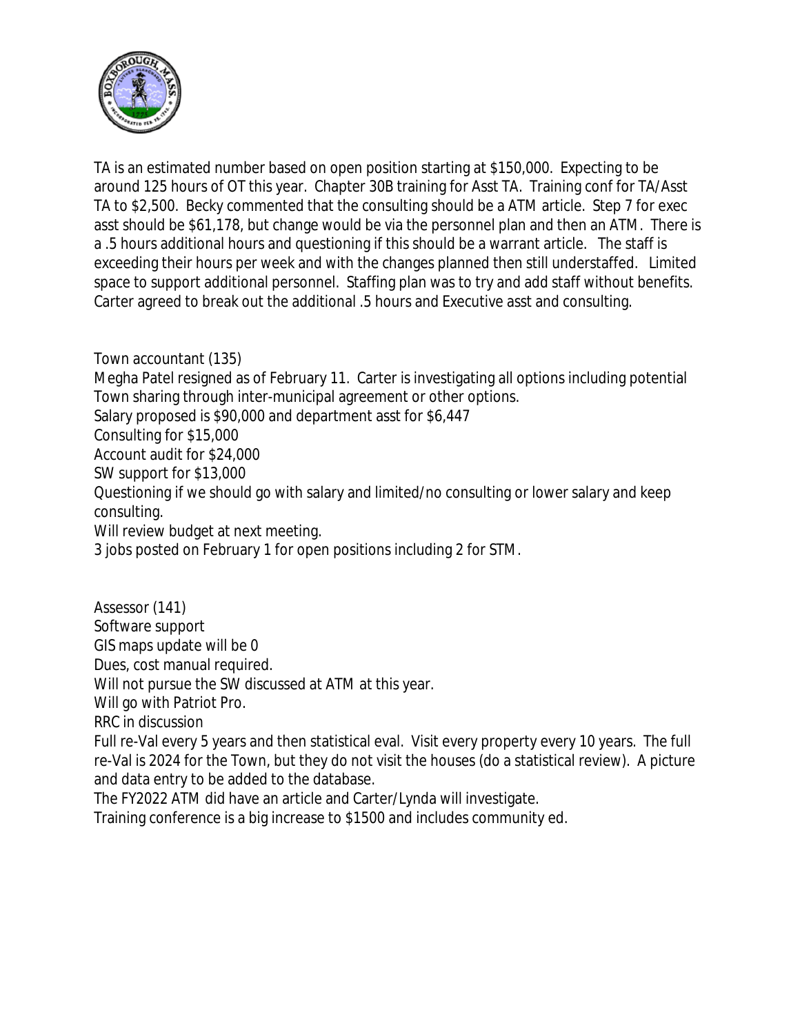TA is an estimated number based on open position starting at $150,000. Expecting to be around 125 hours of OT this year. Chapter 30B training for Asst TA. Training conf for TA/Asst TA to $2,500. Becky commented that the consulting should be a ATM article. Step 7 for exec asst should be $61,178, but change would be via the personnel plan and then an ATM. There is a .5 hours additional hours and questioning if this should be a warrant article. The staff is exceeding their hours per week and with the changes planned then still understaffed. Limited space to support additional personnel. Staffing plan was to try and add staff without benefits. Carter agreed to break out the additional .5 hours and Executive asst and consulting.

Town accountant (135)
Megha Patel resigned as of February 11. Carter is investigating all options including potential Town sharing through inter-municipal agreement or other options.
Salary proposed is $90,000 and department asst for $6,447
Consulting for $15,000
Account audit for $24,000
SW support for $13,000
Questioning if we should go with salary and limited/no consulting or lower salary and keep consulting.
Will review budget at next meeting.
3 jobs posted on February 1 for open positions including 2 for STM.

Assessor (141)
Software support
GIS maps update will be 0
Dues, cost manual required.
Will not pursue the SW discussed at ATM at this year.
Will go with Patriot Pro.
RRC in discussion
Full re-Val every 5 years and then statistical eval. Visit every property every 10 years. The full re-Val is 2024 for the Town, but they do not visit the houses (do a statistical review). A picture and data entry to be added to the database.
The FY2022 ATM did have an article and Carter/Lynda will investigate.
Training conference is a big increase to $1500 and includes community ed.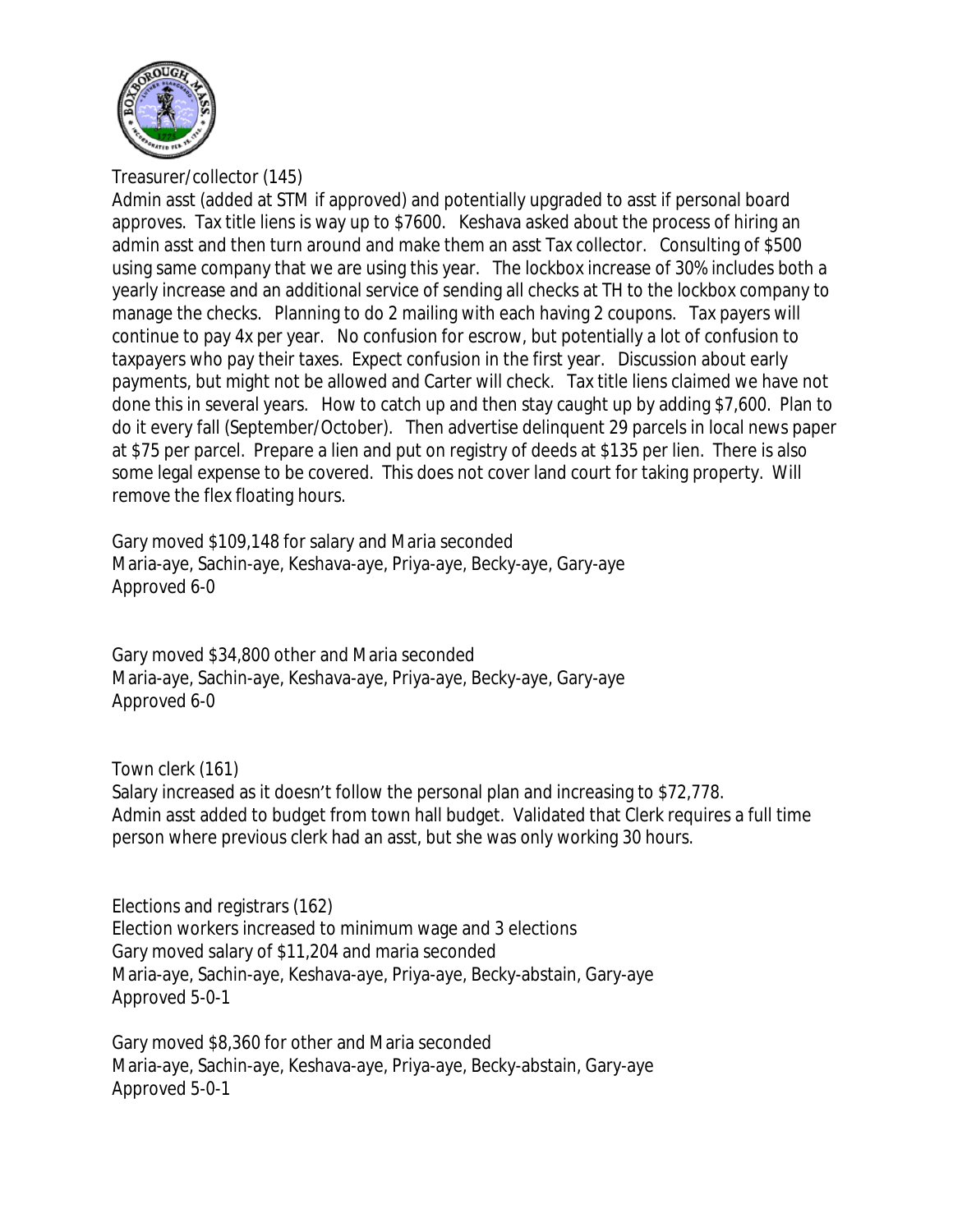Treasurer/collector (145)

Admin asst (added at STM if approved) and potentially upgraded to asst if personal board approves. Tax title liens is way up to $7600. Keshava asked about the process of hiring an admin asst and then turn around and make them an asst Tax collector. Consulting of $500 using same company that we are using this year. The lockbox increase of 30% includes both a yearly increase and an additional service of sending all checks at TH to the lockbox company to manage the checks. Planning to do 2 mailing with each having 2 coupons. Tax payers will continue to pay 4x per year. No confusion for escrow, but potentially a lot of confusion to taxpayers who pay their taxes. Expect confusion in the first year. Discussion about early payments, but might not be allowed and Carter will check. Tax title liens claimed we have not done this in several years. How to catch up and then stay caught up by adding $7,600. Plan to do it every fall (September/October). Then advertise delinquent 29 parcels in local news paper at $75 per parcel. Prepare a lien and put on registry of deeds at $135 per lien. There is also some legal expense to be covered. This does not cover land court for taking property. Will remove the flex floating hours.

Gary moved $109,148 for salary and Maria seconded
Maria-aye, Sachin-aye, Keshava-aye, Priya-aye, Becky-aye, Gary-aye
Approved 6-0

Gary moved $34,800 other and Maria seconded
Maria-aye, Sachin-aye, Keshava-aye, Priya-aye, Becky-aye, Gary-aye
Approved 6-0

Town clerk (161)

Salary increased as it doesn't follow the personal plan and increasing to $72,778.
Admin asst added to budget from town hall budget. Validated that Clerk requires a full time person where previous clerk had an asst, but she was only working 30 hours.

Elections and registrars (162)

Election workers increased to minimum wage and 3 elections
Gary moved salary of $11,204 and maria seconded
Maria-aye, Sachin-aye, Keshava-aye, Priya-aye, Becky-abstain, Gary-aye
Approved 5-0-1

Gary moved $8,360 for other and Maria seconded
Maria-aye, Sachin-aye, Keshava-aye, Priya-aye, Becky-abstain, Gary-aye
Approved 5-0-1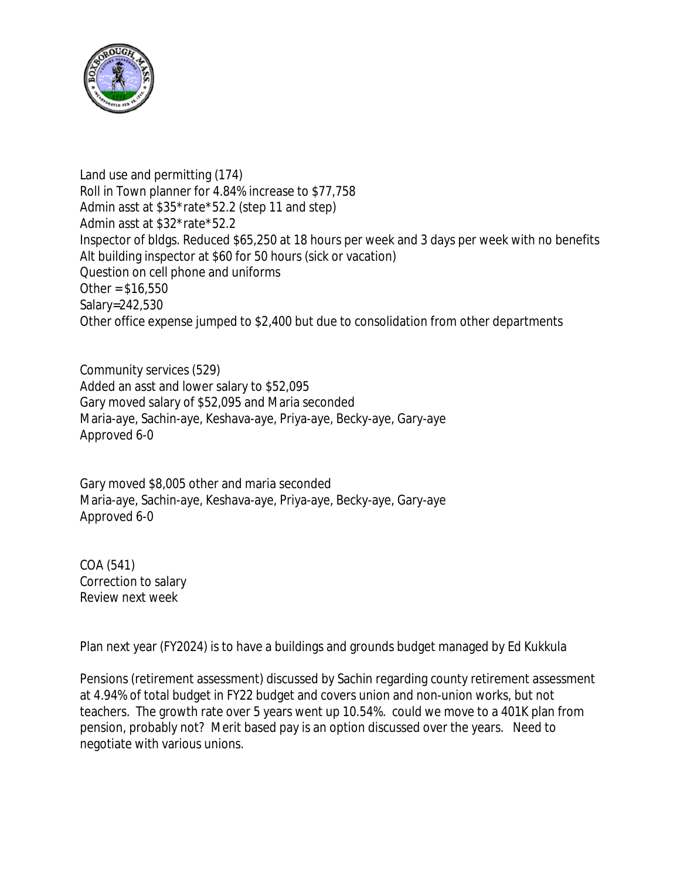Land use and permitting (174)
Roll in Town planner for 4.84% increase to $77,758
Admin asst at $35*rate*52.2 (step 11 and step)
Admin asst at $32*rate*52.2
Inspector of bldgs. Reduced $65,250 at 18 hours per week and 3 days per week with no benefits
Alt building inspector at $60 for 50 hours (sick or vacation)
Question on cell phone and uniforms
Other = $16,550
Salary=242,530
Other office expense jumped to $2,400 but due to consolidation from other departments

Community services (529)
Added an asst and lower salary to $52,095
Gary moved salary of $52,095 and Maria seconded
Maria-aye, Sachin-aye, Keshava-aye, Priya-aye, Becky-aye, Gary-aye
Approved 6-0

Gary moved $8,005 other and maria seconded
Maria-aye, Sachin-aye, Keshava-aye, Priya-aye, Becky-aye, Gary-aye
Approved 6-0

COA (541)
Correction to salary
Review next week

Plan next year (FY2024) is to have a buildings and grounds budget managed by Ed Kukkula

Pensions (retirement assessment) discussed by Sachin regarding county retirement assessment at 4.94% of total budget in FY22 budget and covers union and non-union works, but not teachers. The growth rate over 5 years went up 10.54%. could we move to a 401K plan from pension, probably not? Merit based pay is an option discussed over the years. Need to negotiate with various unions.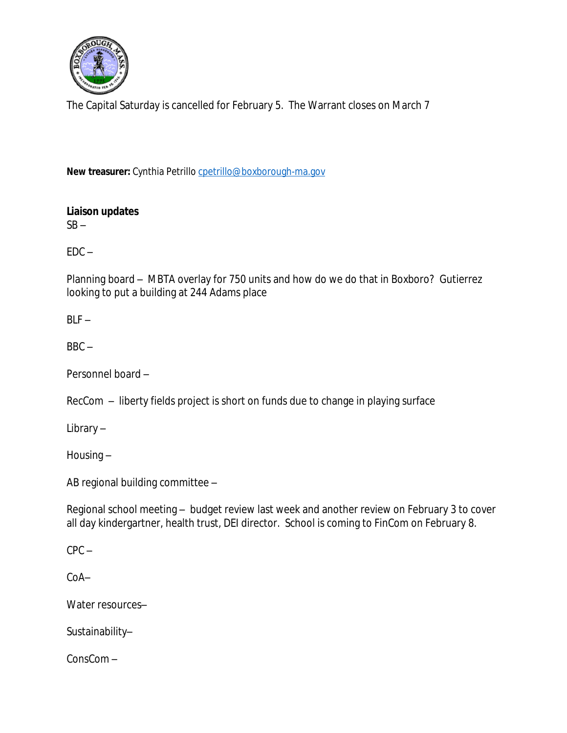The Capital Saturday is cancelled for February 5. The Warrant closes on March 7

**New treasurer:** Cynthia Petrillo cpetrillo@boxborough-ma.gov

**Liaison updates**

SB –

EDC –

Planning board – MBTA overlay for 750 units and how do we do that in Boxboro? Gutierrez looking to put a building at 244 Adams place

BLF –

BBC –

Personnel board –

RecCom – liberty fields project is short on funds due to change in playing surface

Library –

Housing –

AB regional building committee –

Regional school meeting – budget review last week and another review on February 3 to cover all day kindergartner, health trust, DEI director. School is coming to FinCom on February 8.

CPC –

CoA–

Water resources–

Sustainability–

ConsCom –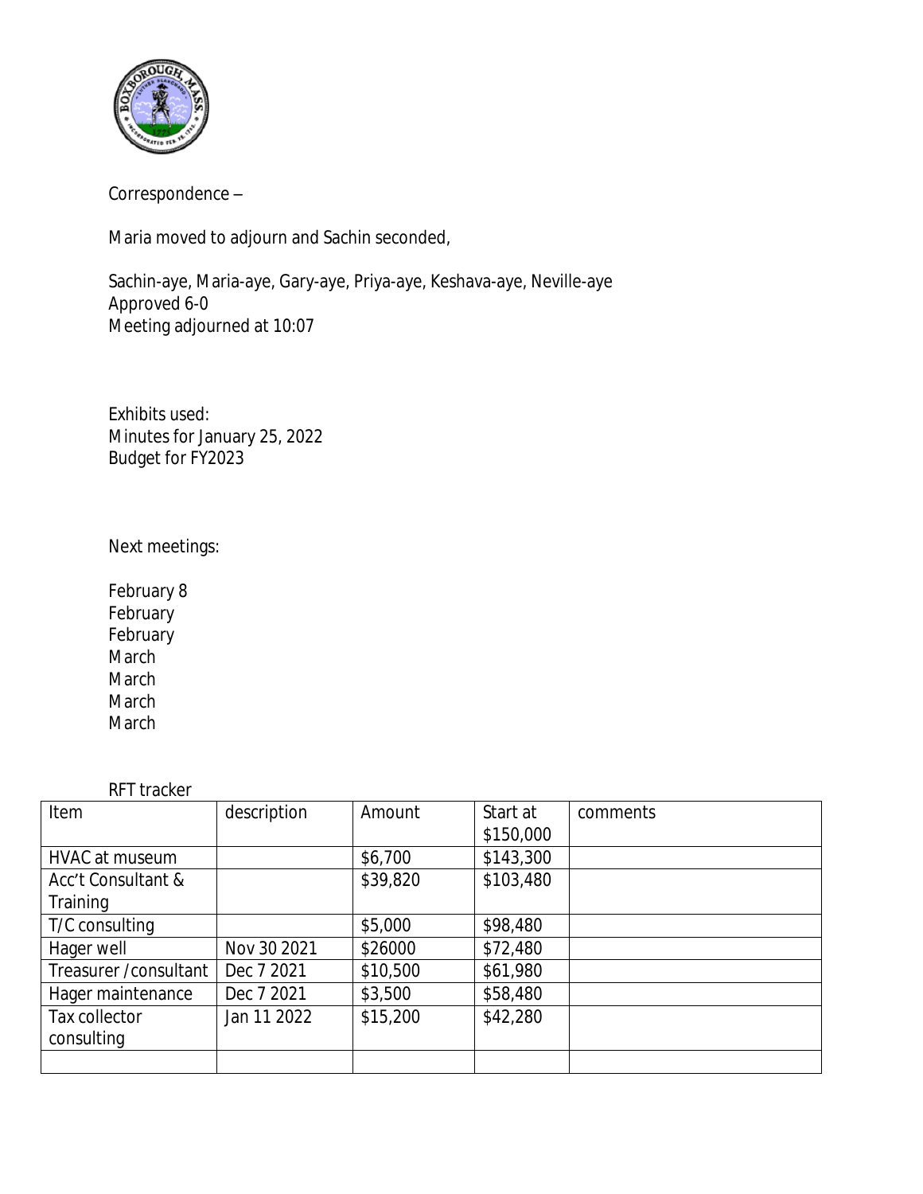Correspondence –

Maria moved to adjourn and Sachin seconded,

Sachin-aye, Maria-aye, Gary-aye, Priya-aye, Keshava-aye, Neville-aye
Approved 6-0
Meeting adjourned at 10:07

Exhibits used:
Minutes for January 25, 2022
Budget for FY2023

Next meetings:

February 8
February
February
March
March
March
March

RFT tracker

| Item | description | Amount | Start at $150,000 | comments |
|---|---|---|---|---|
| HVAC at museum | | $6,700 | $143,300 | |
| Acc't Consultant & Training | | $39,820 | $103,480 | |
| T/C consulting | | $5,000 | $98,480 | |
| Hager well | Nov 30 2021 | $26000 | $72,480 | |
| Treasurer /consultant | Dec 7 2021 | $10,500 | $61,980 | |
| Hager maintenance | Dec 7 2021 | $3,500 | $58,480 | |
| Tax collector consulting | Jan 11 2022 | $15,200 | $42,280 | |
| | | | | |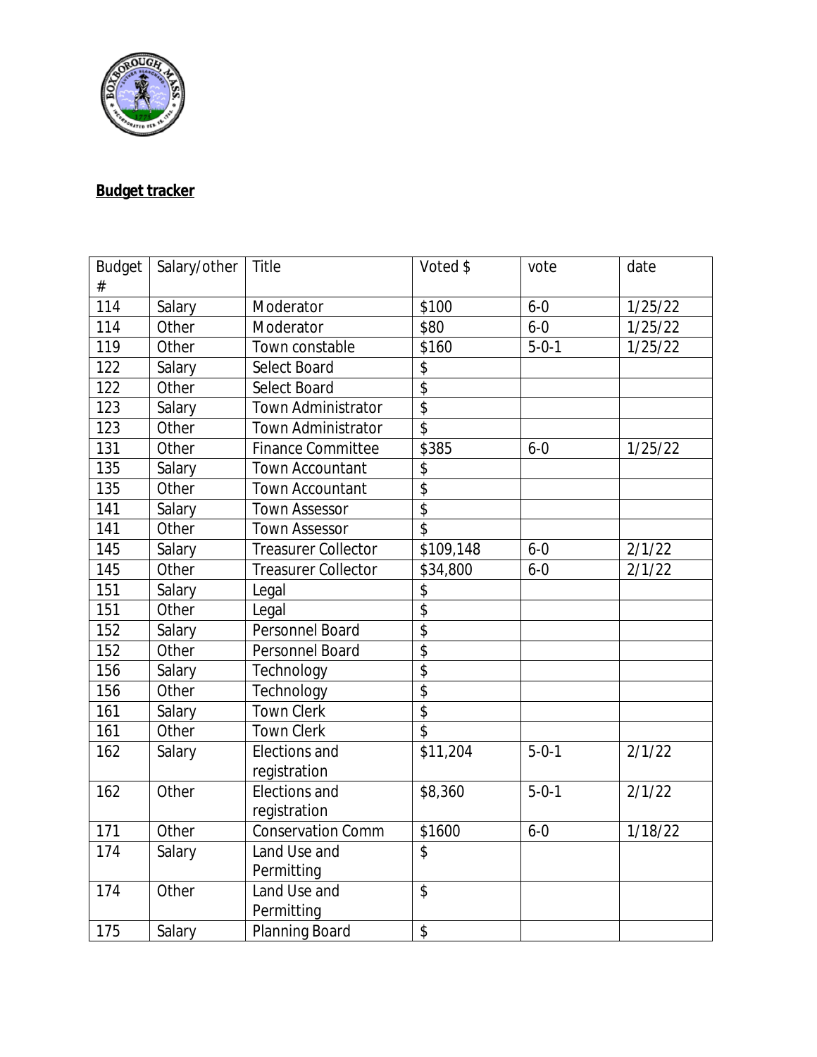**Budget tracker**

| Budget # | Salary/other | Title | Voted $ | vote | date |
|---|---|---|---|---|---|
| 114 | Salary | Moderator | $100 | 6-0 | 1/25/22 |
| 114 | Other | Moderator | $80 | 6-0 | 1/25/22 |
| 119 | Other | Town constable | $160 | 5-0-1 | 1/25/22 |
| 122 | Salary | Select Board | $ | | |
| 122 | Other | Select Board | $ | | |
| 123 | Salary | Town Administrator | $ | | |
| 123 | Other | Town Administrator | $ | | |
| 131 | Other | Finance Committee | $385 | 6-0 | 1/25/22 |
| 135 | Salary | Town Accountant | $ | | |
| 135 | Other | Town Accountant | $ | | |
| 141 | Salary | Town Assessor | $ | | |
| 141 | Other | Town Assessor | $ | | |
| 145 | Salary | Treasurer Collector | $109,148 | 6-0 | 2/1/22 |
| 145 | Other | Treasurer Collector | $34,800 | 6-0 | 2/1/22 |
| 151 | Salary | Legal | $ | | |
| 151 | Other | Legal | $ | | |
| 152 | Salary | Personnel Board | $ | | |
| 152 | Other | Personnel Board | $ | | |
| 156 | Salary | Technology | $ | | |
| 156 | Other | Technology | $ | | |
| 161 | Salary | Town Clerk | $ | | |
| 161 | Other | Town Clerk | $ | | |
| 162 | Salary | Elections and registration | $11,204 | 5-0-1 | 2/1/22 |
| 162 | Other | Elections and registration | $8,360 | 5-0-1 | 2/1/22 |
| 171 | Other | Conservation Comm | $1600 | 6-0 | 1/18/22 |
| 174 | Salary | Land Use and Permitting | $ | | |
| 174 | Other | Land Use and Permitting | $ | | |
| 175 | Salary | Planning Board | $ | | |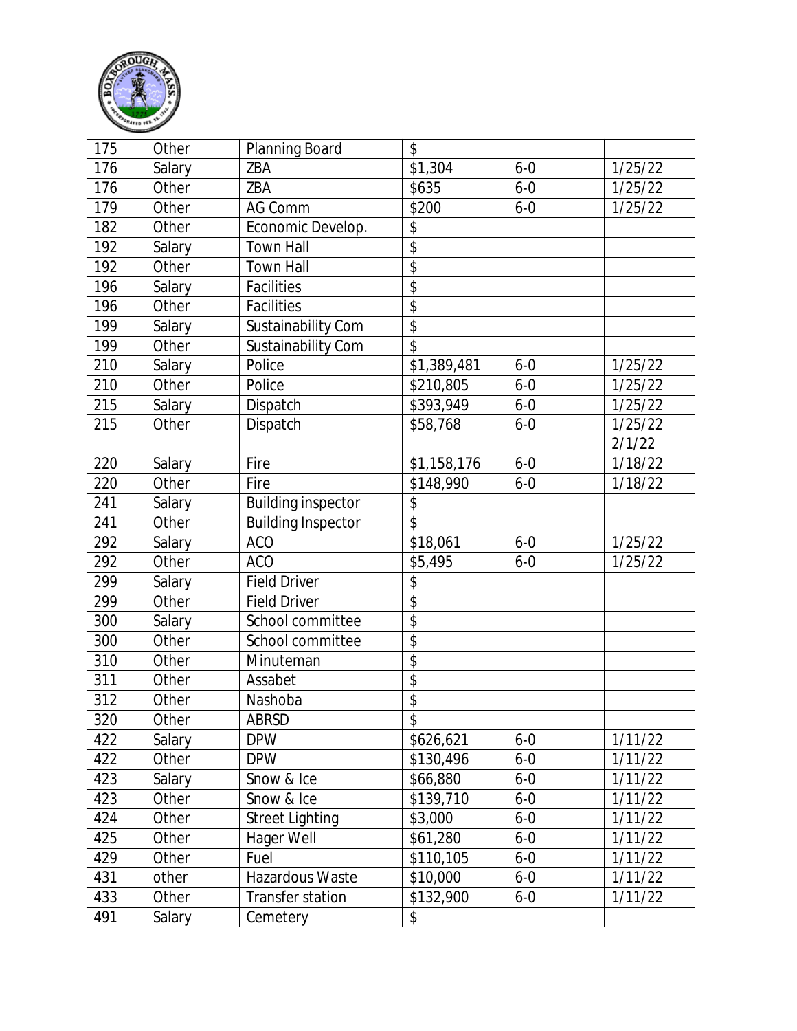| 175 | Other | Planning Board | $ | | |
|---|---|---|---|---|---|
| 176 | Salary | ZBA | $1,304 | 6-0 | 1/25/22 |
| 176 | Other | ZBA | $635 | 6-0 | 1/25/22 |
| 179 | Other | AG Comm | $200 | 6-0 | 1/25/22 |
| 182 | Other | Economic Develop. | $ | | |
| 192 | Salary | Town Hall | $ | | |
| 192 | Other | Town Hall | $ | | |
| 196 | Salary | Facilities | $ | | |
| 196 | Other | Facilities | $ | | |
| 199 | Salary | Sustainability Com | $ | | |
| 199 | Other | Sustainability Com | $ | | |
| 210 | Salary | Police | $1,389,481 | 6-0 | 1/25/22 |
| 210 | Other | Police | $210,805 | 6-0 | 1/25/22 |
| 215 | Salary | Dispatch | $393,949 | 6-0 | 1/25/22 |
| 215 | Other | Dispatch | $58,768 | 6-0 | 1/25/22 2/1/22 |
| 220 | Salary | Fire | $1,158,176 | 6-0 | 1/18/22 |
| 220 | Other | Fire | $148,990 | 6-0 | 1/18/22 |
| 241 | Salary | Building inspector | $ | | |
| 241 | Other | Building Inspector | $ | | |
| 292 | Salary | ACO | $18,061 | 6-0 | 1/25/22 |
| 292 | Other | ACO | $5,495 | 6-0 | 1/25/22 |
| 299 | Salary | Field Driver | $ | | |
| 299 | Other | Field Driver | $ | | |
| 300 | Salary | School committee | $ | | |
| 300 | Other | School committee | $ | | |
| 310 | Other | Minuteman | $ | | |
| 311 | Other | Assabet | $ | | |
| 312 | Other | Nashoba | $ | | |
| 320 | Other | ABRSD | $ | | |
| 422 | Salary | DPW | $626,621 | 6-0 | 1/11/22 |
| 422 | Other | DPW | $130,496 | 6-0 | 1/11/22 |
| 423 | Salary | Snow & Ice | $66,880 | 6-0 | 1/11/22 |
| 423 | Other | Snow & Ice | $139,710 | 6-0 | 1/11/22 |
| 424 | Other | Street Lighting | $3,000 | 6-0 | 1/11/22 |
| 425 | Other | Hager Well | $61,280 | 6-0 | 1/11/22 |
| 429 | Other | Fuel | $110,105 | 6-0 | 1/11/22 |
| 431 | other | Hazardous Waste | $10,000 | 6-0 | 1/11/22 |
| 433 | Other | Transfer station | $132,900 | 6-0 | 1/11/22 |
| 491 | Salary | Cemetery | $ | | |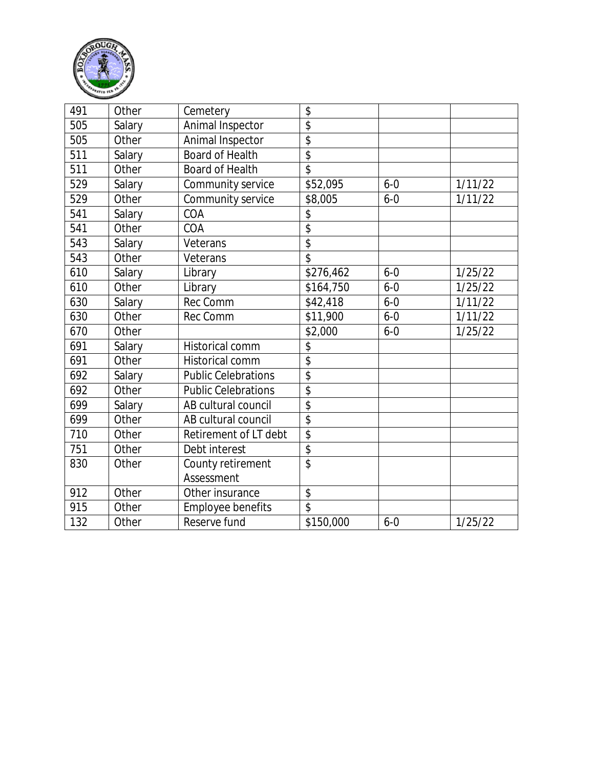| | | | | | |
|---|---|---|---|---|---|
| 491 | Other | Cemetery | $ | | |
| 505 | Salary | Animal Inspector | $ | | |
| 505 | Other | Animal Inspector | $ | | |
| 511 | Salary | Board of Health | $ | | |
| 511 | Other | Board of Health | $ | | |
| 529 | Salary | Community service | $52,095 | 6-0 | 1/11/22 |
| 529 | Other | Community service | $8,005 | 6-0 | 1/11/22 |
| 541 | Salary | COA | $ | | |
| 541 | Other | COA | $ | | |
| 543 | Salary | Veterans | $ | | |
| 543 | Other | Veterans | $ | | |
| 610 | Salary | Library | $276,462 | 6-0 | 1/25/22 |
| 610 | Other | Library | $164,750 | 6-0 | 1/25/22 |
| 630 | Salary | Rec Comm | $42,418 | 6-0 | 1/11/22 |
| 630 | Other | Rec Comm | $11,900 | 6-0 | 1/11/22 |
| 670 | Other | | $2,000 | 6-0 | 1/25/22 |
| 691 | Salary | Historical comm | $ | | |
| 691 | Other | Historical comm | $ | | |
| 692 | Salary | Public Celebrations | $ | | |
| 692 | Other | Public Celebrations | $ | | |
| 699 | Salary | AB cultural council | $ | | |
| 699 | Other | AB cultural council | $ | | |
| 710 | Other | Retirement of LT debt | $ | | |
| 751 | Other | Debt interest | $ | | |
| 830 | Other | County retirement Assessment | $ | | |
| 912 | Other | Other insurance | $ | | |
| 915 | Other | Employee benefits | $ | | |
| 132 | Other | Reserve fund | $150,000 | 6-0 | 1/25/22 |